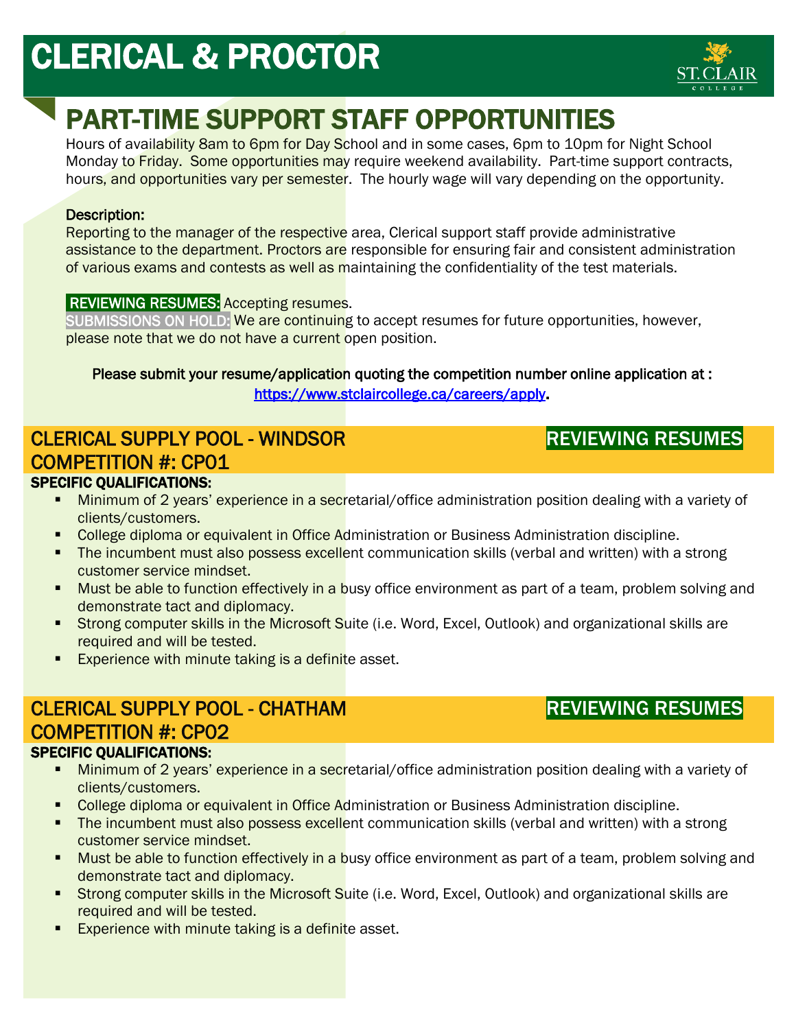# CLERICAL & PROCTOR

## PART-TIME SUPPORT STAFF OPPORTUNITIES

Hours of availability 8am to 6pm for Day School and in some cases, 6pm to 10pm for Night School Monday to Friday. Some opportunities may require weekend availability. Part-time support contracts, hours, and opportunities vary per semester. The hourly wage will vary depending on the opportunity.

Description:
Reporting to the manager of the respective area, Clerical support staff provide administrative assistance to the department. Proctors are responsible for ensuring fair and consistent administration of various exams and contests as well as maintaining the confidentiality of the test materials.

**REVIEWING RESUMES:** Accepting resumes.
**SUBMISSIONS ON HOLD:** We are continuing to accept resumes for future opportunities, however, please note that we do not have a current open position.

**Please submit your resume/application quoting the competition number online application at :**
**https://www.stclaircollege.ca/careers/apply.**

### CLERICAL SUPPLY POOL - WINDSOR — REVIEWING RESUMES
### COMPETITION #: CP01

**SPECIFIC QUALIFICATIONS:**

- Minimum of 2 years' experience in a secretarial/office administration position dealing with a variety of clients/customers.
- College diploma or equivalent in Office Administration or Business Administration discipline.
- The incumbent must also possess excellent communication skills (verbal and written) with a strong customer service mindset.
- Must be able to function effectively in a busy office environment as part of a team, problem solving and demonstrate tact and diplomacy.
- Strong computer skills in the Microsoft Suite (i.e. Word, Excel, Outlook) and organizational skills are required and will be tested.
- Experience with minute taking is a definite asset.

### CLERICAL SUPPLY POOL - CHATHAM — REVIEWING RESUMES
### COMPETITION #: CP02

**SPECIFIC QUALIFICATIONS:**

- Minimum of 2 years' experience in a secretarial/office administration position dealing with a variety of clients/customers.
- College diploma or equivalent in Office Administration or Business Administration discipline.
- The incumbent must also possess excellent communication skills (verbal and written) with a strong customer service mindset.
- Must be able to function effectively in a busy office environment as part of a team, problem solving and demonstrate tact and diplomacy.
- Strong computer skills in the Microsoft Suite (i.e. Word, Excel, Outlook) and organizational skills are required and will be tested.
- Experience with minute taking is a definite asset.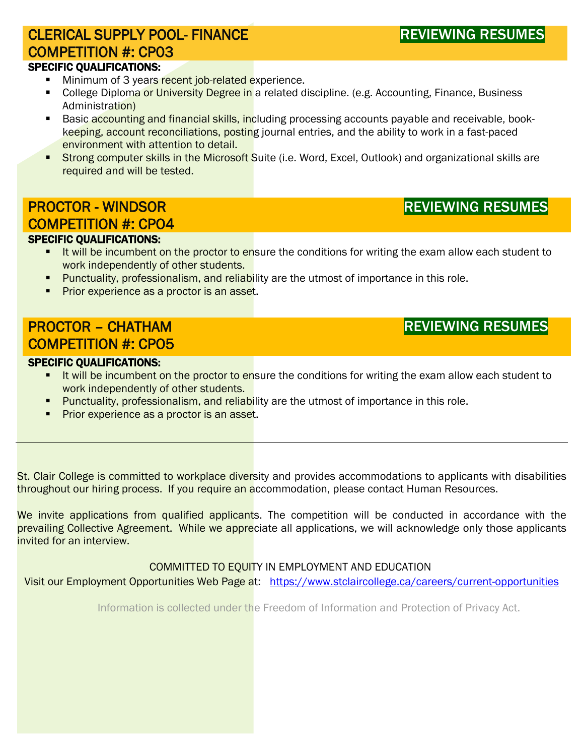## CLERICAL SUPPLY POOL- FINANCE
## COMPETITION #: CP03

**REVIEWING RESUMES**

**SPECIFIC QUALIFICATIONS:**

- Minimum of 3 years recent job-related experience.
- College Diploma or University Degree in a related discipline. (e.g. Accounting, Finance, Business Administration)
- Basic accounting and financial skills, including processing accounts payable and receivable, book-keeping, account reconciliations, posting journal entries, and the ability to work in a fast-paced environment with attention to detail.
- Strong computer skills in the Microsoft Suite (i.e. Word, Excel, Outlook) and organizational skills are required and will be tested.

## PROCTOR - WINDSOR
## COMPETITION #: CP04

**REVIEWING RESUMES**

**SPECIFIC QUALIFICATIONS:**

- It will be incumbent on the proctor to ensure the conditions for writing the exam allow each student to work independently of other students.
- Punctuality, professionalism, and reliability are the utmost of importance in this role.
- Prior experience as a proctor is an asset.

## PROCTOR – CHATHAM
## COMPETITION #: CP05

**REVIEWING RESUMES**

**SPECIFIC QUALIFICATIONS:**

- It will be incumbent on the proctor to ensure the conditions for writing the exam allow each student to work independently of other students.
- Punctuality, professionalism, and reliability are the utmost of importance in this role.
- Prior experience as a proctor is an asset.

---

St. Clair College is committed to workplace diversity and provides accommodations to applicants with disabilities throughout our hiring process. If you require an accommodation, please contact Human Resources.

We invite applications from qualified applicants. The competition will be conducted in accordance with the prevailing Collective Agreement. While we appreciate all applications, we will acknowledge only those applicants invited for an interview.

COMMITTED TO EQUITY IN EMPLOYMENT AND EDUCATION

Visit our Employment Opportunities Web Page at: https://www.stclaircollege.ca/careers/current-opportunities

Information is collected under the Freedom of Information and Protection of Privacy Act.